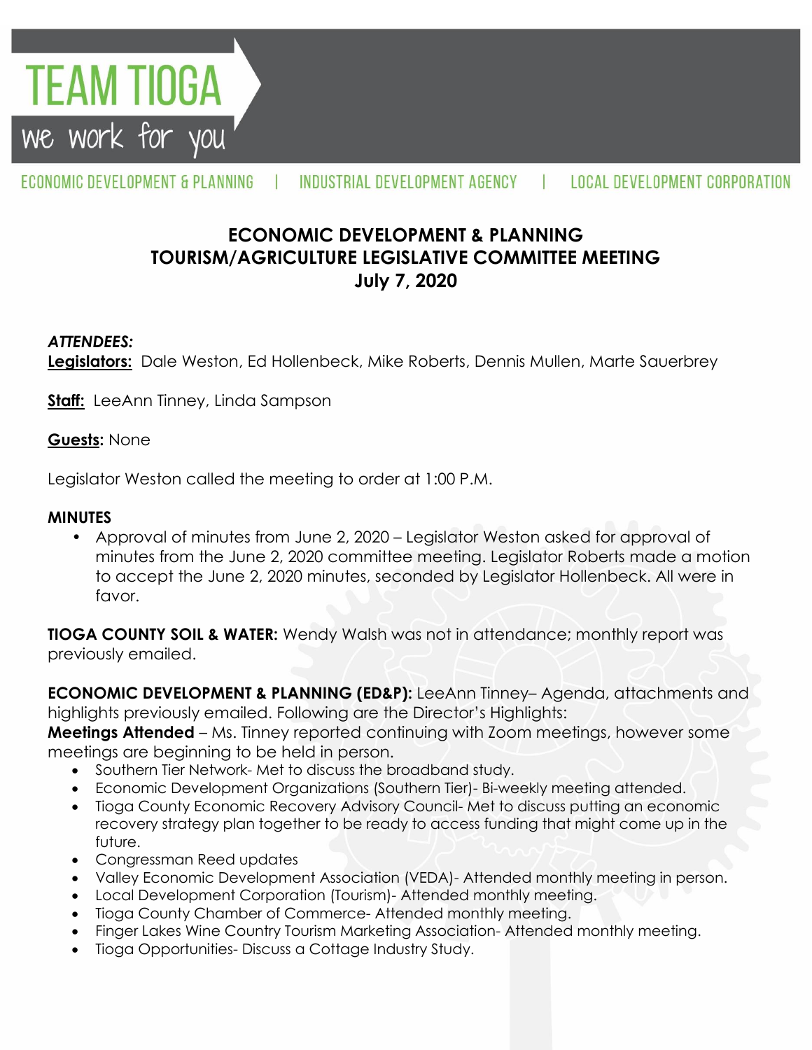# TEAM TIOGA

we work for you

ECONOMIC DEVELOPMENT & PLANNING | INDUSTRIAL DEVELOPMENT AGENCY | LOCAL DEVELOPMENT CORPORATION

## ECONOMIC DEVELOPMENT & PLANNING
## TOURISM/AGRICULTURE LEGISLATIVE COMMITTEE MEETING
## July 7, 2020

***ATTENDEES:***

**Legislators:** Dale Weston, Ed Hollenbeck, Mike Roberts, Dennis Mullen, Marte Sauerbrey

**Staff:** LeeAnn Tinney, Linda Sampson

**Guests:** None

Legislator Weston called the meeting to order at 1:00 P.M.

**MINUTES**

- Approval of minutes from June 2, 2020 – Legislator Weston asked for approval of minutes from the June 2, 2020 committee meeting. Legislator Roberts made a motion to accept the June 2, 2020 minutes, seconded by Legislator Hollenbeck. All were in favor.

**TIOGA COUNTY SOIL & WATER:** Wendy Walsh was not in attendance; monthly report was previously emailed.

**ECONOMIC DEVELOPMENT & PLANNING (ED&P):** LeeAnn Tinney– Agenda, attachments and highlights previously emailed. Following are the Director's Highlights:

**Meetings Attended** – Ms. Tinney reported continuing with Zoom meetings, however some meetings are beginning to be held in person.

- Southern Tier Network- Met to discuss the broadband study.
- Economic Development Organizations (Southern Tier)- Bi-weekly meeting attended.
- Tioga County Economic Recovery Advisory Council- Met to discuss putting an economic recovery strategy plan together to be ready to access funding that might come up in the future.
- Congressman Reed updates
- Valley Economic Development Association (VEDA)- Attended monthly meeting in person.
- Local Development Corporation (Tourism)- Attended monthly meeting.
- Tioga County Chamber of Commerce- Attended monthly meeting.
- Finger Lakes Wine Country Tourism Marketing Association- Attended monthly meeting.
- Tioga Opportunities- Discuss a Cottage Industry Study.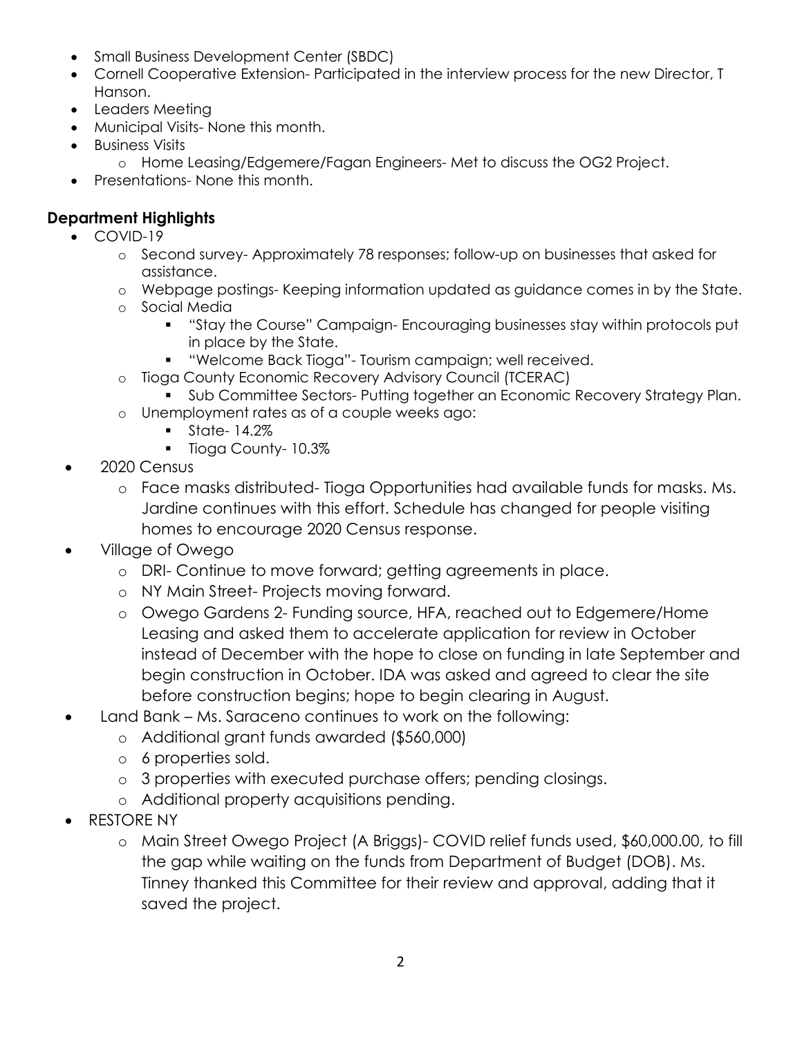- Small Business Development Center (SBDC)
- Cornell Cooperative Extension- Participated in the interview process for the new Director, T Hanson.
- Leaders Meeting
- Municipal Visits- None this month.
- Business Visits
  - Home Leasing/Edgemere/Fagan Engineers- Met to discuss the OG2 Project.
- Presentations- None this month.

**Department Highlights**

- COVID-19
  - Second survey- Approximately 78 responses; follow-up on businesses that asked for assistance.
  - Webpage postings- Keeping information updated as guidance comes in by the State.
  - Social Media
    - "Stay the Course" Campaign- Encouraging businesses stay within protocols put in place by the State.
    - "Welcome Back Tioga"- Tourism campaign; well received.
  - Tioga County Economic Recovery Advisory Council (TCERAC)
    - Sub Committee Sectors- Putting together an Economic Recovery Strategy Plan.
  - Unemployment rates as of a couple weeks ago:
    - State- 14.2%
    - Tioga County- 10.3%
- 2020 Census
  - Face masks distributed- Tioga Opportunities had available funds for masks. Ms. Jardine continues with this effort. Schedule has changed for people visiting homes to encourage 2020 Census response.
- Village of Owego
  - DRI- Continue to move forward; getting agreements in place.
  - NY Main Street- Projects moving forward.
  - Owego Gardens 2- Funding source, HFA, reached out to Edgemere/Home Leasing and asked them to accelerate application for review in October instead of December with the hope to close on funding in late September and begin construction in October. IDA was asked and agreed to clear the site before construction begins; hope to begin clearing in August.
- Land Bank – Ms. Saraceno continues to work on the following:
  - Additional grant funds awarded ($560,000)
  - 6 properties sold.
  - 3 properties with executed purchase offers; pending closings.
  - Additional property acquisitions pending.
- RESTORE NY
  - Main Street Owego Project (A Briggs)- COVID relief funds used, $60,000.00, to fill the gap while waiting on the funds from Department of Budget (DOB). Ms. Tinney thanked this Committee for their review and approval, adding that it saved the project.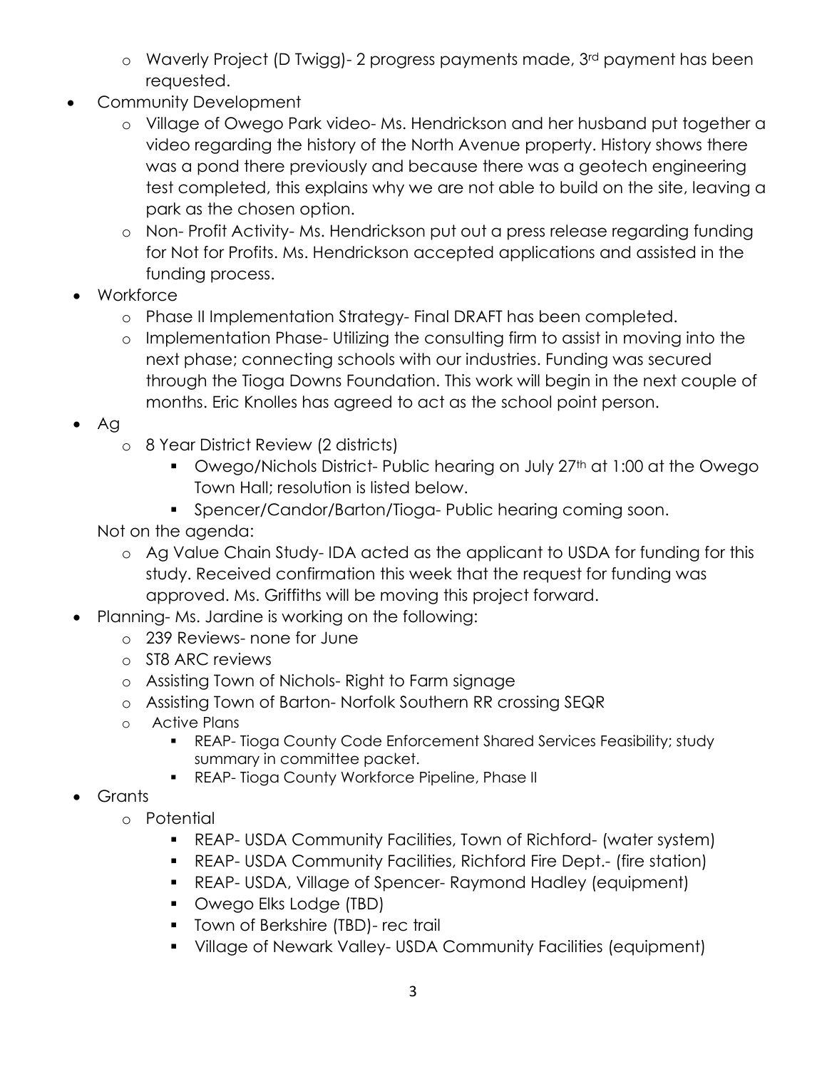- Waverly Project (D Twigg)- 2 progress payments made, 3rd payment has been requested.
- Community Development
  - Village of Owego Park video- Ms. Hendrickson and her husband put together a video regarding the history of the North Avenue property. History shows there was a pond there previously and because there was a geotech engineering test completed, this explains why we are not able to build on the site, leaving a park as the chosen option.
  - Non- Profit Activity- Ms. Hendrickson put out a press release regarding funding for Not for Profits. Ms. Hendrickson accepted applications and assisted in the funding process.
- Workforce
  - Phase II Implementation Strategy- Final DRAFT has been completed.
  - Implementation Phase- Utilizing the consulting firm to assist in moving into the next phase; connecting schools with our industries. Funding was secured through the Tioga Downs Foundation. This work will begin in the next couple of months. Eric Knolles has agreed to act as the school point person.
- Ag
  - 8 Year District Review (2 districts)
    - Owego/Nichols District- Public hearing on July 27th at 1:00 at the Owego Town Hall; resolution is listed below.
    - Spencer/Candor/Barton/Tioga- Public hearing coming soon.

  Not on the agenda:
  - Ag Value Chain Study- IDA acted as the applicant to USDA for funding for this study. Received confirmation this week that the request for funding was approved. Ms. Griffiths will be moving this project forward.
- Planning- Ms. Jardine is working on the following:
  - 239 Reviews- none for June
  - ST8 ARC reviews
  - Assisting Town of Nichols- Right to Farm signage
  - Assisting Town of Barton- Norfolk Southern RR crossing SEQR
  - Active Plans
    - REAP- Tioga County Code Enforcement Shared Services Feasibility; study summary in committee packet.
    - REAP- Tioga County Workforce Pipeline, Phase II
- Grants
  - Potential
    - REAP- USDA Community Facilities, Town of Richford- (water system)
    - REAP- USDA Community Facilities, Richford Fire Dept.- (fire station)
    - REAP- USDA, Village of Spencer- Raymond Hadley (equipment)
    - Owego Elks Lodge (TBD)
    - Town of Berkshire (TBD)- rec trail
    - Village of Newark Valley- USDA Community Facilities (equipment)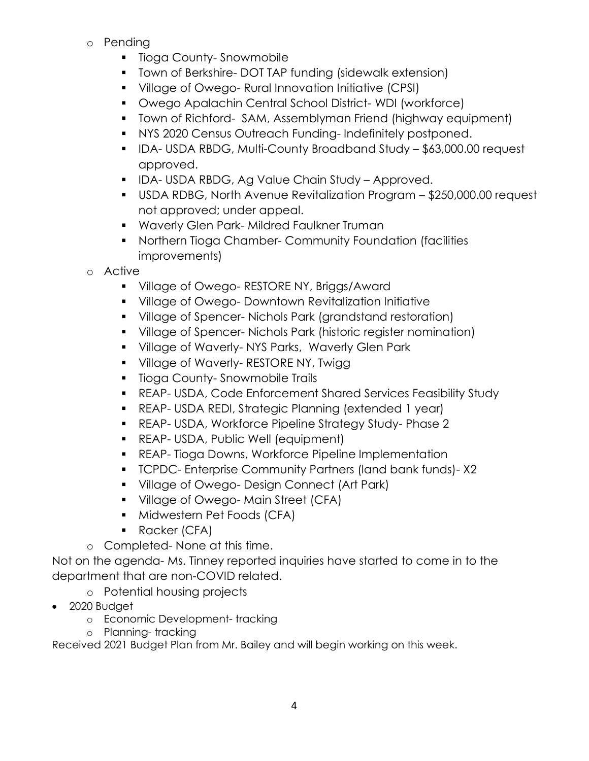- Pending
  - Tioga County- Snowmobile
  - Town of Berkshire- DOT TAP funding (sidewalk extension)
  - Village of Owego- Rural Innovation Initiative (CPSI)
  - Owego Apalachin Central School District- WDI (workforce)
  - Town of Richford- SAM, Assemblyman Friend (highway equipment)
  - NYS 2020 Census Outreach Funding- Indefinitely postponed.
  - IDA- USDA RBDG, Multi-County Broadband Study – $63,000.00 request approved.
  - IDA- USDA RBDG, Ag Value Chain Study – Approved.
  - USDA RDBG, North Avenue Revitalization Program – $250,000.00 request not approved; under appeal.
  - Waverly Glen Park- Mildred Faulkner Truman
  - Northern Tioga Chamber- Community Foundation (facilities improvements)
- Active
  - Village of Owego- RESTORE NY, Briggs/Award
  - Village of Owego- Downtown Revitalization Initiative
  - Village of Spencer- Nichols Park (grandstand restoration)
  - Village of Spencer- Nichols Park (historic register nomination)
  - Village of Waverly- NYS Parks, Waverly Glen Park
  - Village of Waverly- RESTORE NY, Twigg
  - Tioga County- Snowmobile Trails
  - REAP- USDA, Code Enforcement Shared Services Feasibility Study
  - REAP- USDA REDI, Strategic Planning (extended 1 year)
  - REAP- USDA, Workforce Pipeline Strategy Study- Phase 2
  - REAP- USDA, Public Well (equipment)
  - REAP- Tioga Downs, Workforce Pipeline Implementation
  - TCPDC- Enterprise Community Partners (land bank funds)- X2
  - Village of Owego- Design Connect (Art Park)
  - Village of Owego- Main Street (CFA)
  - Midwestern Pet Foods (CFA)
  - Racker (CFA)
- Completed- None at this time.

Not on the agenda- Ms. Tinney reported inquiries have started to come in to the department that are non-COVID related.

- Potential housing projects

- 2020 Budget
  - Economic Development- tracking
  - Planning- tracking

Received 2021 Budget Plan from Mr. Bailey and will begin working on this week.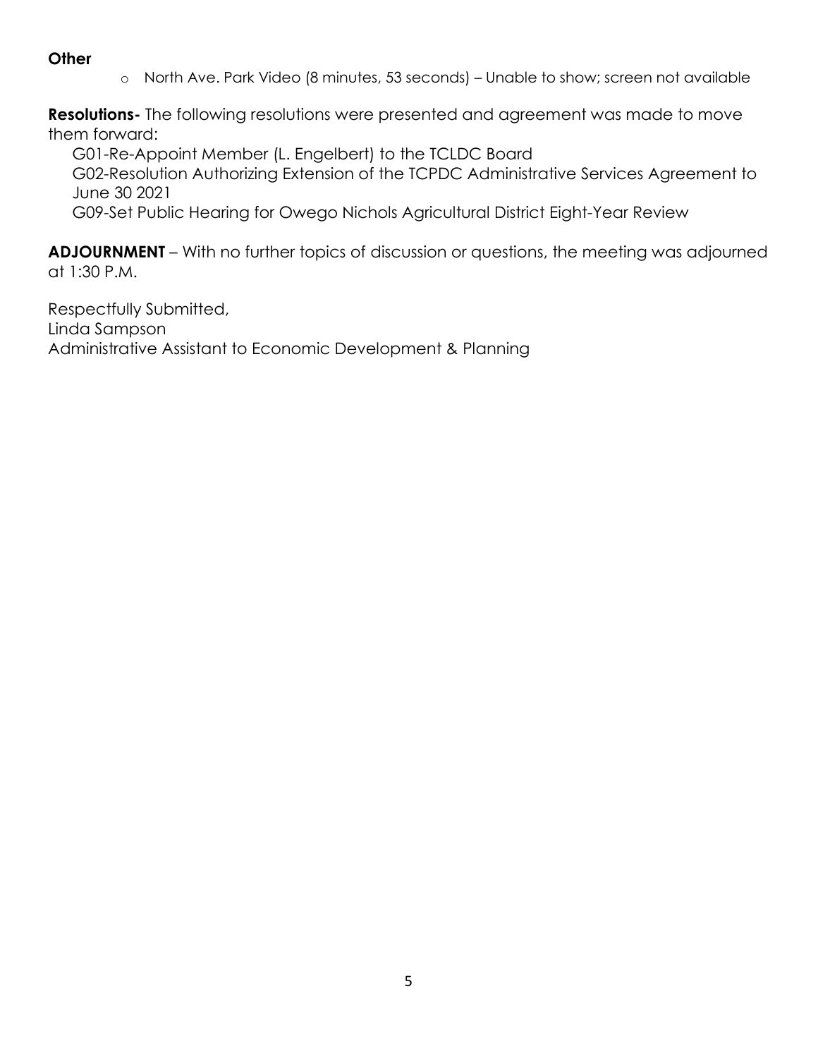**Other**

- North Ave. Park Video (8 minutes, 53 seconds) – Unable to show; screen not available

**Resolutions-** The following resolutions were presented and agreement was made to move them forward:

G01-Re-Appoint Member (L. Engelbert) to the TCLDC Board
G02-Resolution Authorizing Extension of the TCPDC Administrative Services Agreement to June 30 2021
G09-Set Public Hearing for Owego Nichols Agricultural District Eight-Year Review

**ADJOURNMENT** – With no further topics of discussion or questions, the meeting was adjourned at 1:30 P.M.

Respectfully Submitted,
Linda Sampson
Administrative Assistant to Economic Development & Planning